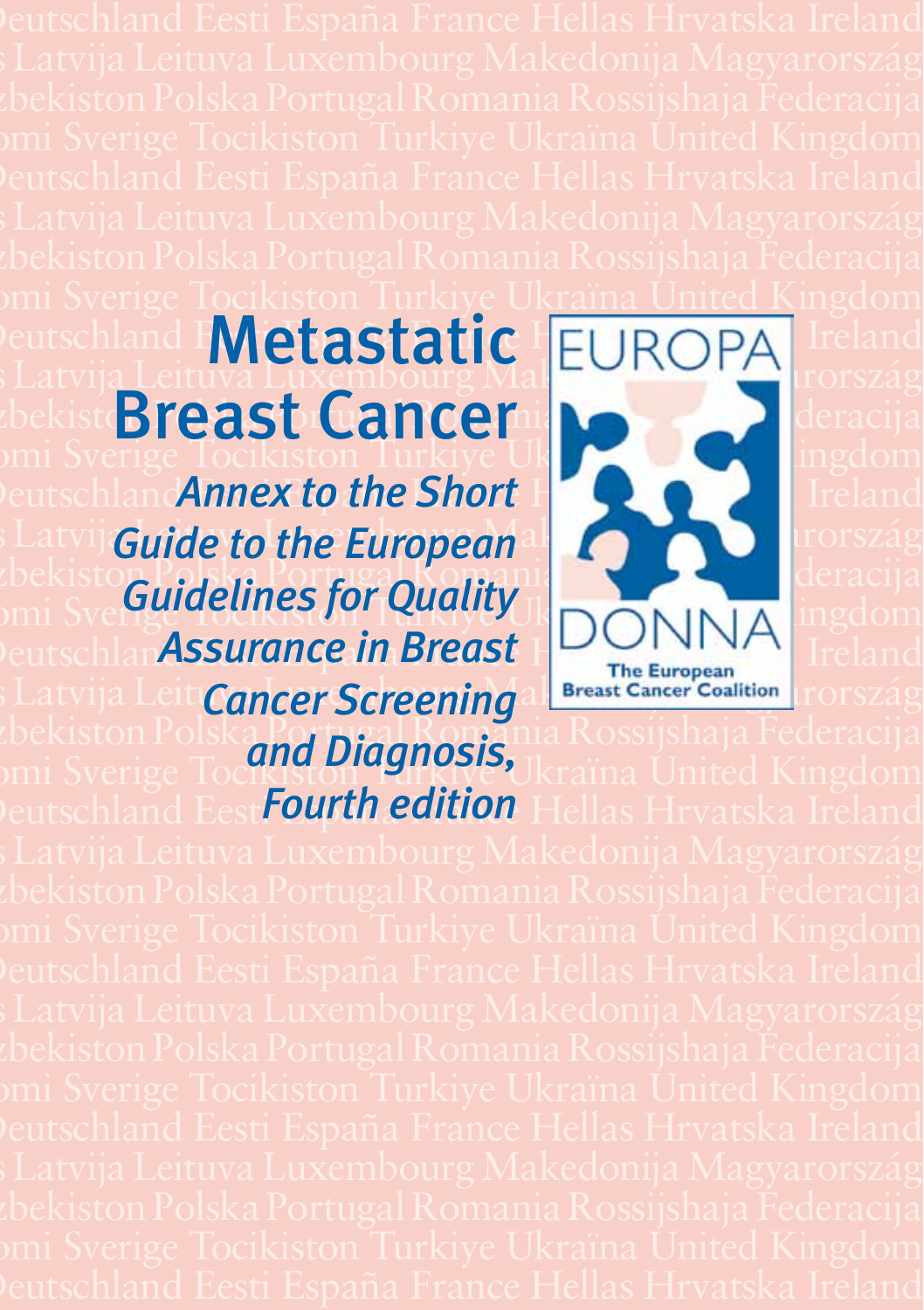# Metastatic Breast Cancer

*Annex to the Short Guide to the European Guidelines for Quality Assurance in Breast Cancer Screening and Diagnosis, Fourth edition*

EUROPA DONNA

The European Breast Cancer Coalition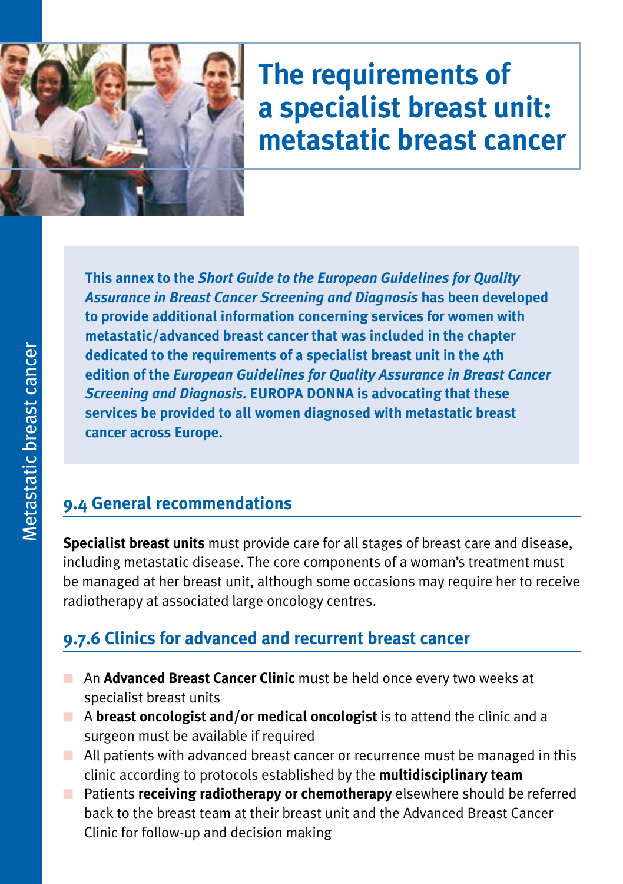# The requirements of a specialist breast unit: metastatic breast cancer

**This annex to the *Short Guide to the European Guidelines for Quality Assurance in Breast Cancer Screening and Diagnosis* has been developed to provide additional information concerning services for women with metastatic/advanced breast cancer that was included in the chapter dedicated to the requirements of a specialist breast unit in the 4th edition of the *European Guidelines for Quality Assurance in Breast Cancer Screening and Diagnosis*. EUROPA DONNA is advocating that these services be provided to all women diagnosed with metastatic breast cancer across Europe.**

## 9.4 General recommendations

**Specialist breast units** must provide care for all stages of breast care and disease, including metastatic disease. The core components of a woman's treatment must be managed at her breast unit, although some occasions may require her to receive radiotherapy at associated large oncology centres.

## 9.7.6 Clinics for advanced and recurrent breast cancer

- An **Advanced Breast Cancer Clinic** must be held once every two weeks at specialist breast units
- A **breast oncologist and/or medical oncologist** is to attend the clinic and a surgeon must be available if required
- All patients with advanced breast cancer or recurrence must be managed in this clinic according to protocols established by the **multidisciplinary team**
- Patients **receiving radiotherapy or chemotherapy** elsewhere should be referred back to the breast team at their breast unit and the Advanced Breast Cancer Clinic for follow-up and decision making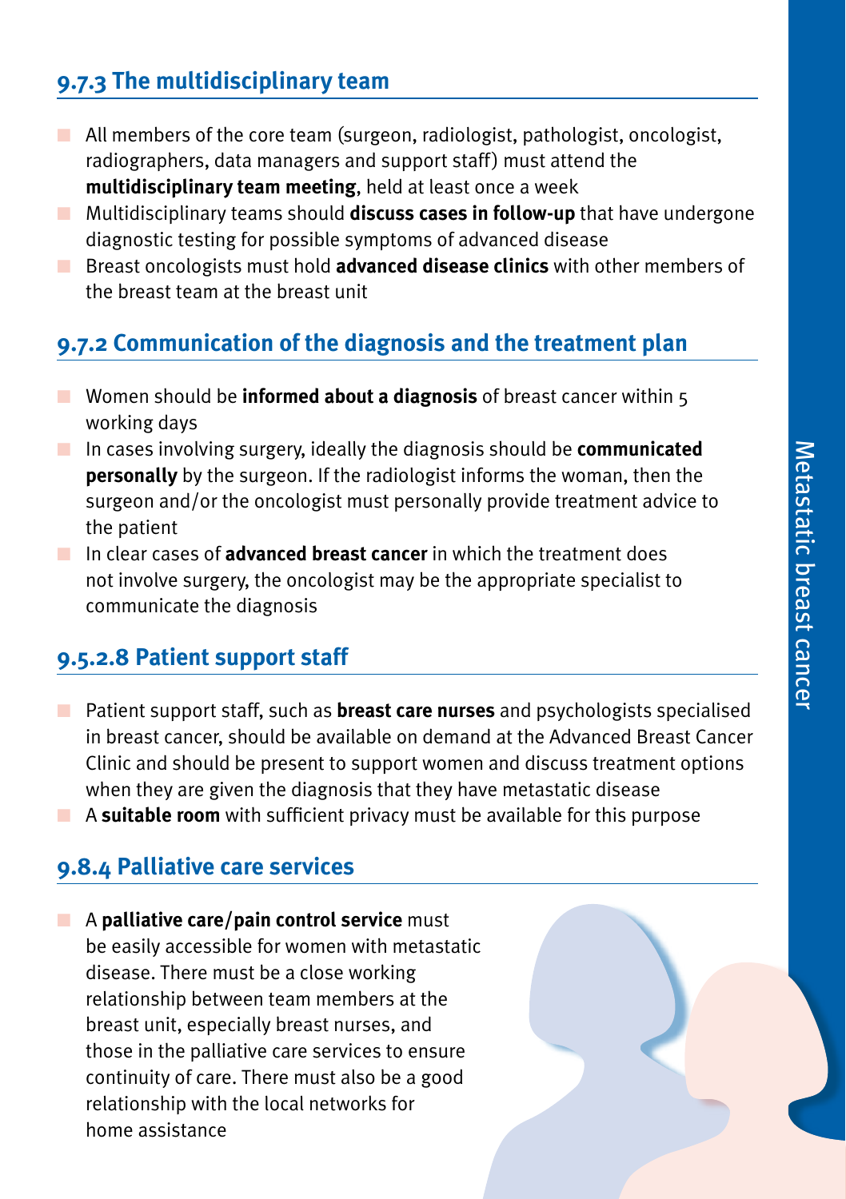### 9.7.3 The multidisciplinary team

- All members of the core team (surgeon, radiologist, pathologist, oncologist, radiographers, data managers and support staff) must attend the **multidisciplinary team meeting**, held at least once a week
- Multidisciplinary teams should **discuss cases in follow-up** that have undergone diagnostic testing for possible symptoms of advanced disease
- Breast oncologists must hold **advanced disease clinics** with other members of the breast team at the breast unit

### 9.7.2 Communication of the diagnosis and the treatment plan

- Women should be **informed about a diagnosis** of breast cancer within 5 working days
- In cases involving surgery, ideally the diagnosis should be **communicated personally** by the surgeon. If the radiologist informs the woman, then the surgeon and/or the oncologist must personally provide treatment advice to the patient
- In clear cases of **advanced breast cancer** in which the treatment does not involve surgery, the oncologist may be the appropriate specialist to communicate the diagnosis

### 9.5.2.8 Patient support staff

- Patient support staff, such as **breast care nurses** and psychologists specialised in breast cancer, should be available on demand at the Advanced Breast Cancer Clinic and should be present to support women and discuss treatment options when they are given the diagnosis that they have metastatic disease
- A **suitable room** with sufficient privacy must be available for this purpose

### 9.8.4 Palliative care services

- A **palliative care/pain control service** must be easily accessible for women with metastatic disease. There must be a close working relationship between team members at the breast unit, especially breast nurses, and those in the palliative care services to ensure continuity of care. There must also be a good relationship with the local networks for home assistance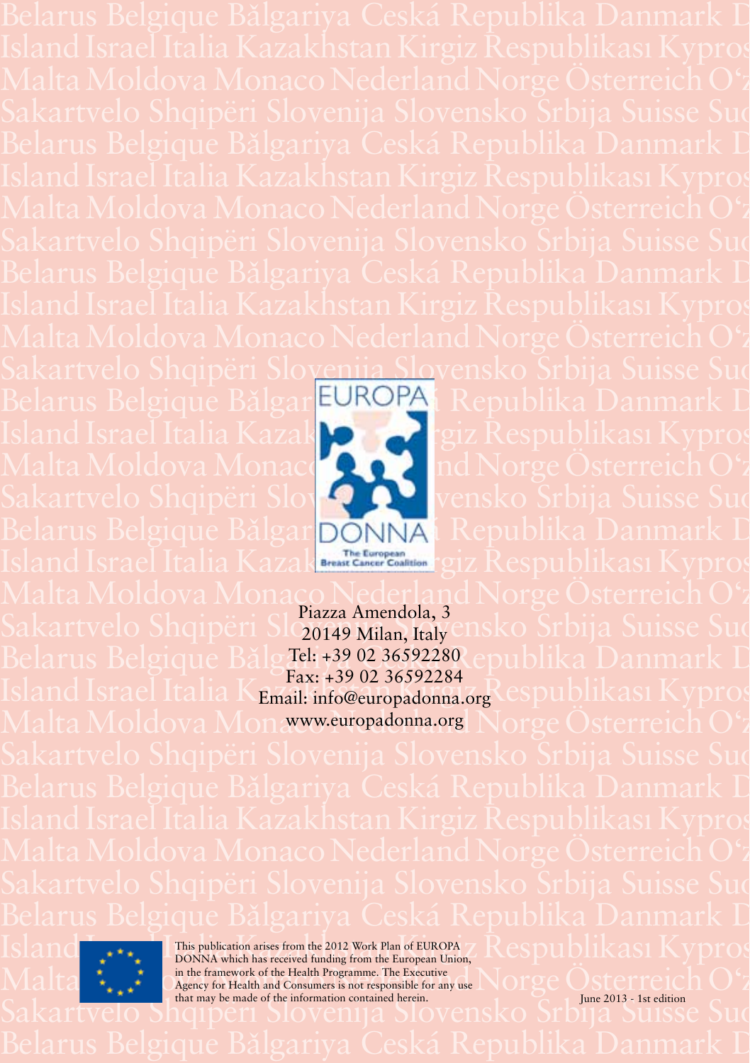EUROPA DONNA

The European Breast Cancer Coalition

Piazza Amendola, 3
20149 Milan, Italy
Tel: +39 02 36592280
Fax: +39 02 36592284
Email: info@europadonna.org
www.europadonna.org

This publication arises from the 2012 Work Plan of EUROPA DONNA which has received funding from the European Union, in the framework of the Health Programme. The Executive Agency for Health and Consumers is not responsible for any use that may be made of the information contained herein.

June 2013 - 1st edition